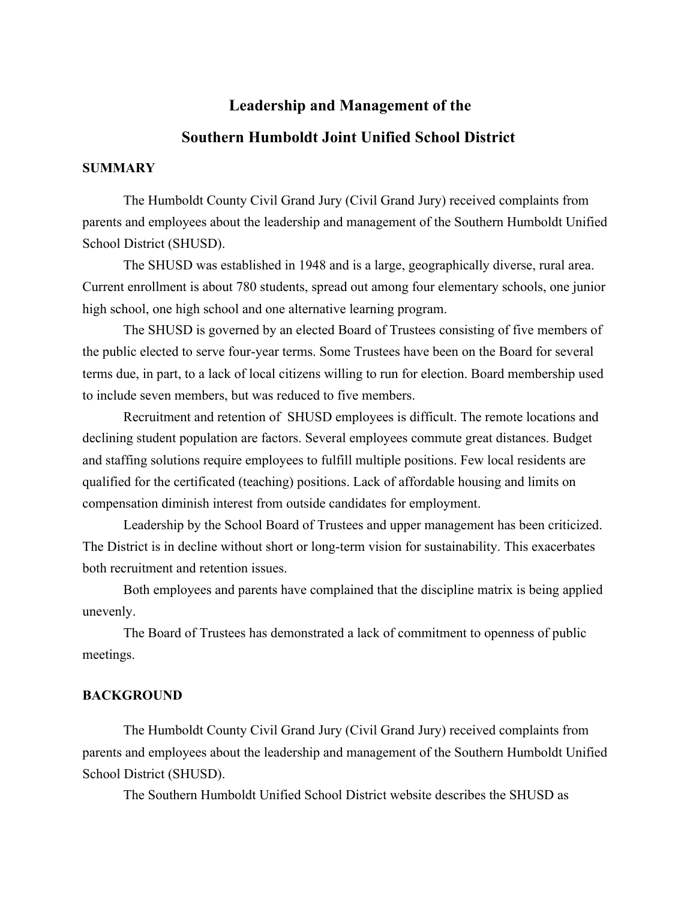# Leadership and Management of the
# Southern Humboldt Joint Unified School District

## SUMMARY

The Humboldt County Civil Grand Jury (Civil Grand Jury) received complaints from parents and employees about the leadership and management of the Southern Humboldt Unified School District (SHUSD).

The SHUSD was established in 1948 and is a large, geographically diverse, rural area. Current enrollment is about 780 students, spread out among four elementary schools, one junior high school, one high school and one alternative learning program.

The SHUSD is governed by an elected Board of Trustees consisting of five members of the public elected to serve four-year terms. Some Trustees have been on the Board for several terms due, in part, to a lack of local citizens willing to run for election. Board membership used to include seven members, but was reduced to five members.

Recruitment and retention of SHUSD employees is difficult. The remote locations and declining student population are factors. Several employees commute great distances. Budget and staffing solutions require employees to fulfill multiple positions. Few local residents are qualified for the certificated (teaching) positions. Lack of affordable housing and limits on compensation diminish interest from outside candidates for employment.

Leadership by the School Board of Trustees and upper management has been criticized. The District is in decline without short or long-term vision for sustainability. This exacerbates both recruitment and retention issues.

Both employees and parents have complained that the discipline matrix is being applied unevenly.

The Board of Trustees has demonstrated a lack of commitment to openness of public meetings.

## BACKGROUND

The Humboldt County Civil Grand Jury (Civil Grand Jury) received complaints from parents and employees about the leadership and management of the Southern Humboldt Unified School District (SHUSD).

The Southern Humboldt Unified School District website describes the SHUSD as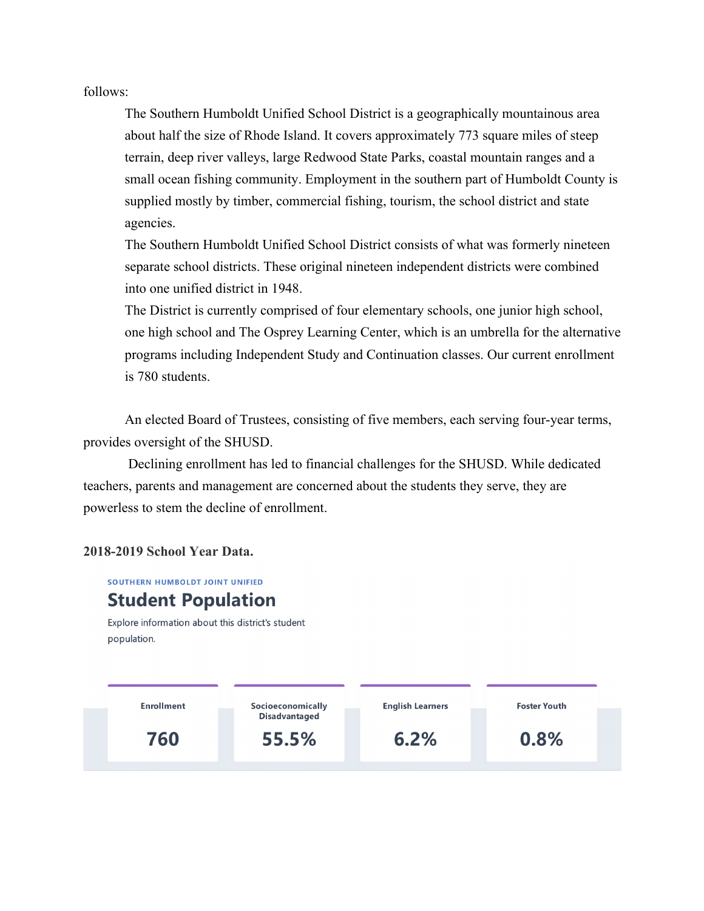follows:

> The Southern Humboldt Unified School District is a geographically mountainous area about half the size of Rhode Island. It covers approximately 773 square miles of steep terrain, deep river valleys, large Redwood State Parks, coastal mountain ranges and a small ocean fishing community. Employment in the southern part of Humboldt County is supplied mostly by timber, commercial fishing, tourism, the school district and state agencies.
>
> The Southern Humboldt Unified School District consists of what was formerly nineteen separate school districts. These original nineteen independent districts were combined into one unified district in 1948.
>
> The District is currently comprised of four elementary schools, one junior high school, one high school and The Osprey Learning Center, which is an umbrella for the alternative programs including Independent Study and Continuation classes. Our current enrollment is 780 students.

An elected Board of Trustees, consisting of five members, each serving four-year terms, provides oversight of the SHUSD.

Declining enrollment has led to financial challenges for the SHUSD. While dedicated teachers, parents and management are concerned about the students they serve, they are powerless to stem the decline of enrollment.

**2018-2019 School Year Data.**

SOUTHERN HUMBOLDT JOINT UNIFIED

## Student Population

Explore information about this district's student population.

| Enrollment | Socioeconomically Disadvantaged | English Learners | Foster Youth |
|---|---|---|---|
| 760 | 55.5% | 6.2% | 0.8% |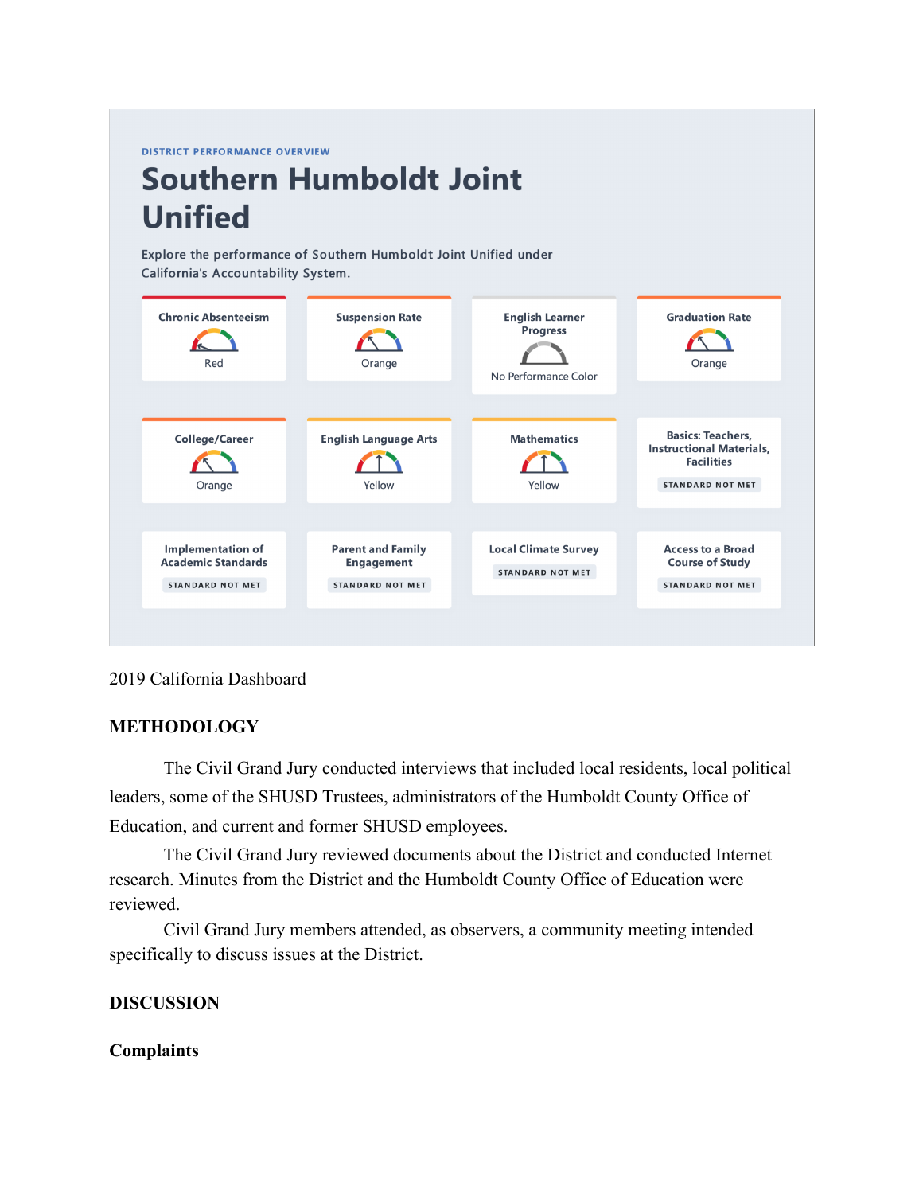DISTRICT PERFORMANCE OVERVIEW

## Southern Humboldt Joint Unified

Explore the performance of Southern Humboldt Joint Unified under California's Accountability System.

| Indicator | Status |
| --- | --- |
| Chronic Absenteeism | Red |
| Suspension Rate | Orange |
| English Learner Progress | No Performance Color |
| Graduation Rate | Orange |
| College/Career | Orange |
| English Language Arts | Yellow |
| Mathematics | Yellow |
| Basics: Teachers, Instructional Materials, Facilities | STANDARD NOT MET |
| Implementation of Academic Standards | STANDARD NOT MET |
| Parent and Family Engagement | STANDARD NOT MET |
| Local Climate Survey | STANDARD NOT MET |
| Access to a Broad Course of Study | STANDARD NOT MET |

2019 California Dashboard

## METHODOLOGY

The Civil Grand Jury conducted interviews that included local residents, local political leaders, some of the SHUSD Trustees, administrators of the Humboldt County Office of Education, and current and former SHUSD employees.

The Civil Grand Jury reviewed documents about the District and conducted Internet research. Minutes from the District and the Humboldt County Office of Education were reviewed.

Civil Grand Jury members attended, as observers, a community meeting intended specifically to discuss issues at the District.

## DISCUSSION

### Complaints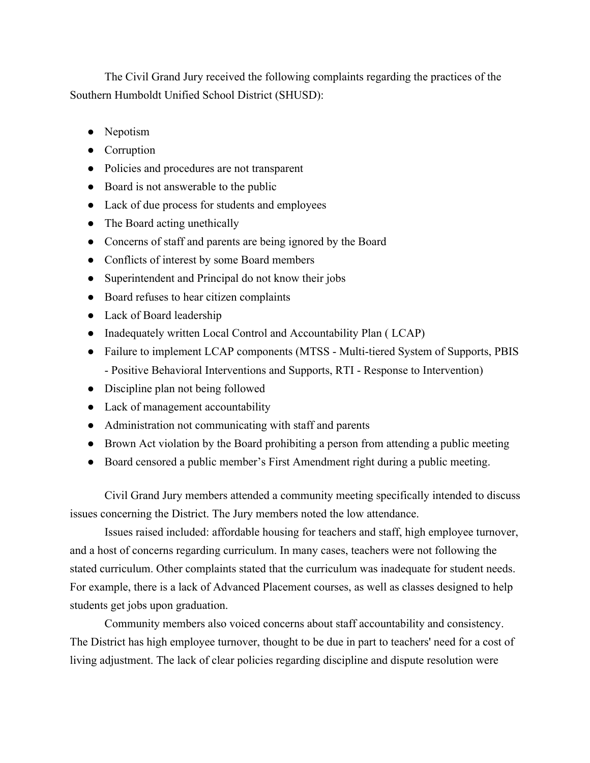The Civil Grand Jury received the following complaints regarding the practices of the Southern Humboldt Unified School District (SHUSD):

- Nepotism
- Corruption
- Policies and procedures are not transparent
- Board is not answerable to the public
- Lack of due process for students and employees
- The Board acting unethically
- Concerns of staff and parents are being ignored by the Board
- Conflicts of interest by some Board members
- Superintendent and Principal do not know their jobs
- Board refuses to hear citizen complaints
- Lack of Board leadership
- Inadequately written Local Control and Accountability Plan ( LCAP)
- Failure to implement LCAP components (MTSS - Multi-tiered System of Supports, PBIS - Positive Behavioral Interventions and Supports, RTI - Response to Intervention)
- Discipline plan not being followed
- Lack of management accountability
- Administration not communicating with staff and parents
- Brown Act violation by the Board prohibiting a person from attending a public meeting
- Board censored a public member's First Amendment right during a public meeting.

Civil Grand Jury members attended a community meeting specifically intended to discuss issues concerning the District. The Jury members noted the low attendance.

Issues raised included: affordable housing for teachers and staff, high employee turnover, and a host of concerns regarding curriculum. In many cases, teachers were not following the stated curriculum. Other complaints stated that the curriculum was inadequate for student needs. For example, there is a lack of Advanced Placement courses, as well as classes designed to help students get jobs upon graduation.

Community members also voiced concerns about staff accountability and consistency. The District has high employee turnover, thought to be due in part to teachers' need for a cost of living adjustment. The lack of clear policies regarding discipline and dispute resolution were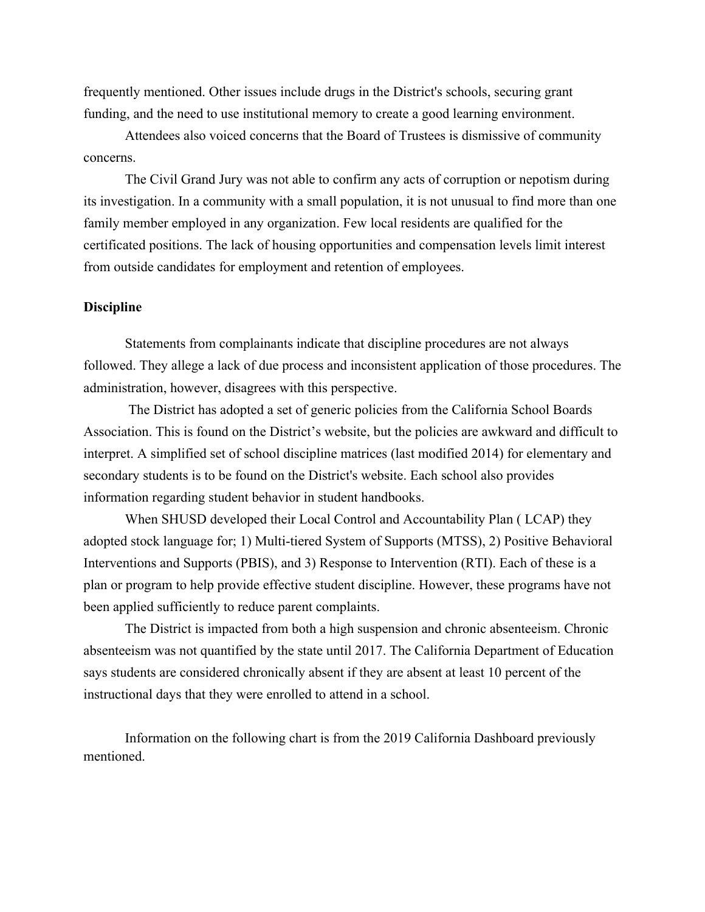frequently mentioned. Other issues include drugs in the District's schools, securing grant funding, and the need to use institutional memory to create a good learning environment.

Attendees also voiced concerns that the Board of Trustees is dismissive of community concerns.

The Civil Grand Jury was not able to confirm any acts of corruption or nepotism during its investigation. In a community with a small population, it is not unusual to find more than one family member employed in any organization. Few local residents are qualified for the certificated positions. The lack of housing opportunities and compensation levels limit interest from outside candidates for employment and retention of employees.

**Discipline**

Statements from complainants indicate that discipline procedures are not always followed. They allege a lack of due process and inconsistent application of those procedures. The administration, however, disagrees with this perspective.

The District has adopted a set of generic policies from the California School Boards Association. This is found on the District's website, but the policies are awkward and difficult to interpret. A simplified set of school discipline matrices (last modified 2014) for elementary and secondary students is to be found on the District's website. Each school also provides information regarding student behavior in student handbooks.

When SHUSD developed their Local Control and Accountability Plan ( LCAP) they adopted stock language for; 1) Multi-tiered System of Supports (MTSS), 2) Positive Behavioral Interventions and Supports (PBIS), and 3) Response to Intervention (RTI). Each of these is a plan or program to help provide effective student discipline. However, these programs have not been applied sufficiently to reduce parent complaints.

The District is impacted from both a high suspension and chronic absenteeism. Chronic absenteeism was not quantified by the state until 2017. The California Department of Education says students are considered chronically absent if they are absent at least 10 percent of the instructional days that they were enrolled to attend in a school.

Information on the following chart is from the 2019 California Dashboard previously mentioned.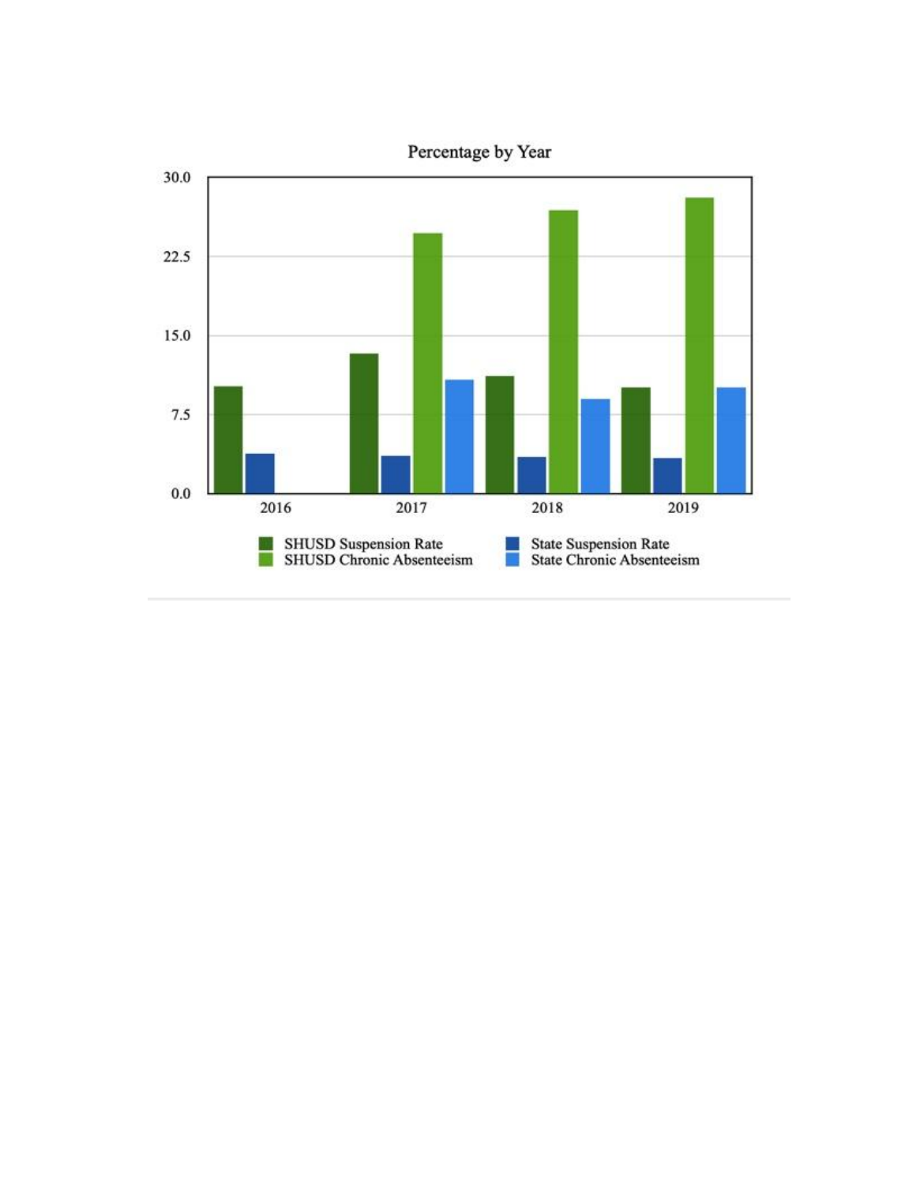Percentage by Year

30.0
22.5
15.0
7.5
0.0

2016 2017 2018 2019

SHUSD Suspension Rate
SHUSD Chronic Absenteeism
State Suspension Rate
State Chronic Absenteeism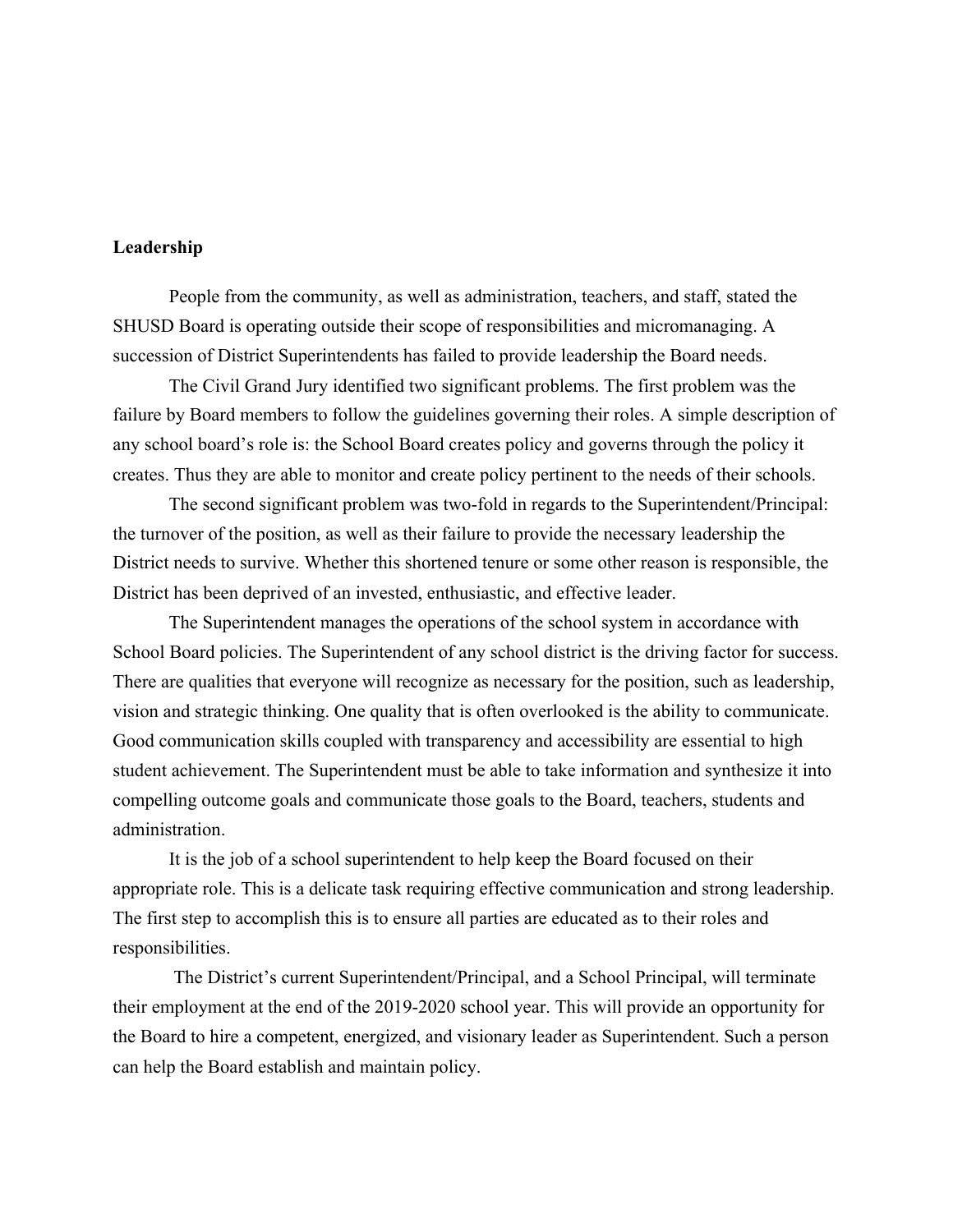**Leadership**

People from the community, as well as administration, teachers, and staff, stated the SHUSD Board is operating outside their scope of responsibilities and micromanaging. A succession of District Superintendents has failed to provide leadership the Board needs.

The Civil Grand Jury identified two significant problems. The first problem was the failure by Board members to follow the guidelines governing their roles. A simple description of any school board's role is: the School Board creates policy and governs through the policy it creates. Thus they are able to monitor and create policy pertinent to the needs of their schools.

The second significant problem was two-fold in regards to the Superintendent/Principal: the turnover of the position, as well as their failure to provide the necessary leadership the District needs to survive. Whether this shortened tenure or some other reason is responsible, the District has been deprived of an invested, enthusiastic, and effective leader.

The Superintendent manages the operations of the school system in accordance with School Board policies. The Superintendent of any school district is the driving factor for success. There are qualities that everyone will recognize as necessary for the position, such as leadership, vision and strategic thinking. One quality that is often overlooked is the ability to communicate. Good communication skills coupled with transparency and accessibility are essential to high student achievement. The Superintendent must be able to take information and synthesize it into compelling outcome goals and communicate those goals to the Board, teachers, students and administration.

It is the job of a school superintendent to help keep the Board focused on their appropriate role. This is a delicate task requiring effective communication and strong leadership. The first step to accomplish this is to ensure all parties are educated as to their roles and responsibilities.

The District's current Superintendent/Principal, and a School Principal, will terminate their employment at the end of the 2019-2020 school year. This will provide an opportunity for the Board to hire a competent, energized, and visionary leader as Superintendent. Such a person can help the Board establish and maintain policy.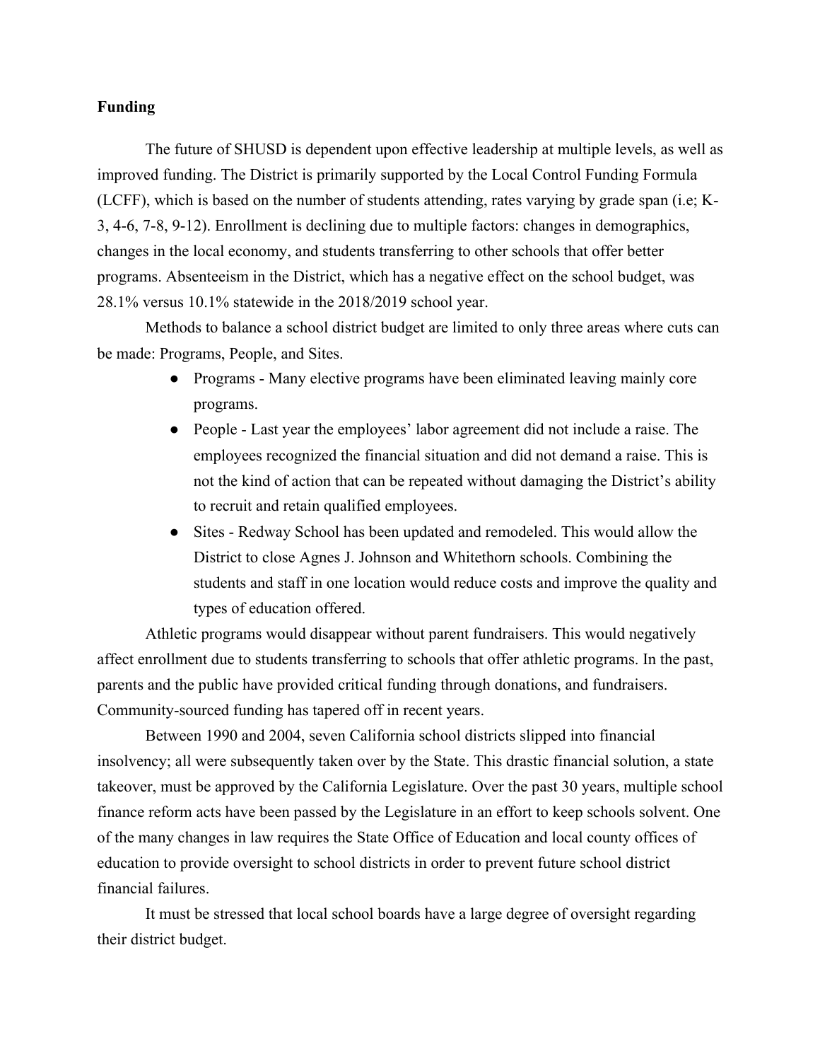**Funding**

The future of SHUSD is dependent upon effective leadership at multiple levels, as well as improved funding. The District is primarily supported by the Local Control Funding Formula (LCFF), which is based on the number of students attending, rates varying by grade span (i.e; K-3, 4-6, 7-8, 9-12). Enrollment is declining due to multiple factors: changes in demographics, changes in the local economy, and students transferring to other schools that offer better programs. Absenteeism in the District, which has a negative effect on the school budget, was 28.1% versus 10.1% statewide in the 2018/2019 school year.

Methods to balance a school district budget are limited to only three areas where cuts can be made: Programs, People, and Sites.

- Programs - Many elective programs have been eliminated leaving mainly core programs.
- People - Last year the employees' labor agreement did not include a raise. The employees recognized the financial situation and did not demand a raise. This is not the kind of action that can be repeated without damaging the District's ability to recruit and retain qualified employees.
- Sites - Redway School has been updated and remodeled. This would allow the District to close Agnes J. Johnson and Whitethorn schools. Combining the students and staff in one location would reduce costs and improve the quality and types of education offered.

Athletic programs would disappear without parent fundraisers. This would negatively affect enrollment due to students transferring to schools that offer athletic programs. In the past, parents and the public have provided critical funding through donations, and fundraisers. Community-sourced funding has tapered off in recent years.

Between 1990 and 2004, seven California school districts slipped into financial insolvency; all were subsequently taken over by the State. This drastic financial solution, a state takeover, must be approved by the California Legislature. Over the past 30 years, multiple school finance reform acts have been passed by the Legislature in an effort to keep schools solvent. One of the many changes in law requires the State Office of Education and local county offices of education to provide oversight to school districts in order to prevent future school district financial failures.

It must be stressed that local school boards have a large degree of oversight regarding their district budget.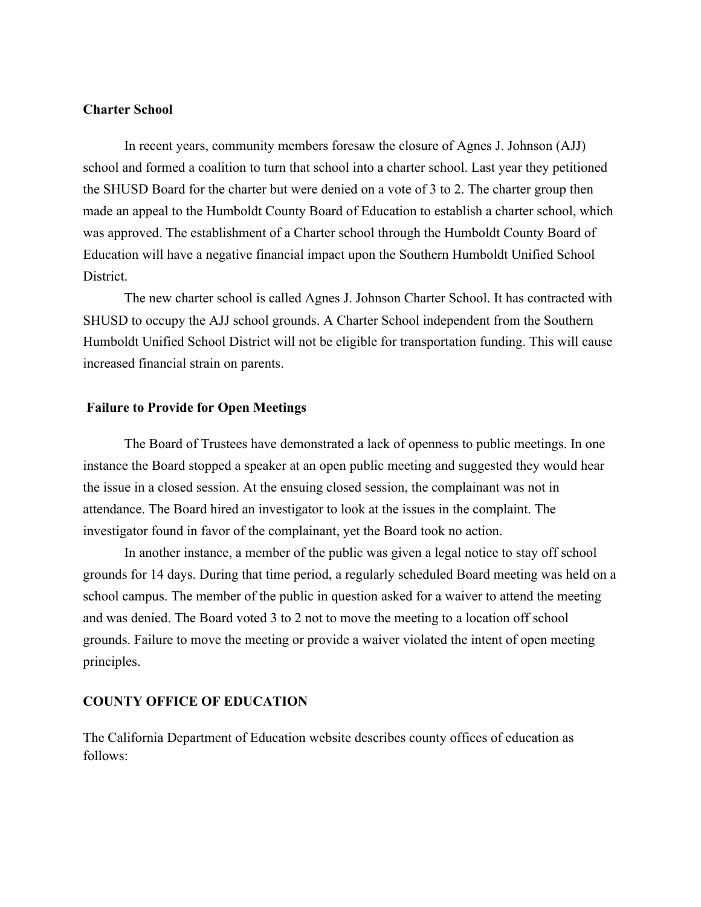**Charter School**

In recent years, community members foresaw the closure of Agnes J. Johnson (AJJ) school and formed a coalition to turn that school into a charter school. Last year they petitioned the SHUSD Board for the charter but were denied on a vote of 3 to 2. The charter group then made an appeal to the Humboldt County Board of Education to establish a charter school, which was approved. The establishment of a Charter school through the Humboldt County Board of Education will have a negative financial impact upon the Southern Humboldt Unified School District.

The new charter school is called Agnes J. Johnson Charter School. It has contracted with SHUSD to occupy the AJJ school grounds. A Charter School independent from the Southern Humboldt Unified School District will not be eligible for transportation funding. This will cause increased financial strain on parents.

**Failure to Provide for Open Meetings**

The Board of Trustees have demonstrated a lack of openness to public meetings. In one instance the Board stopped a speaker at an open public meeting and suggested they would hear the issue in a closed session. At the ensuing closed session, the complainant was not in attendance. The Board hired an investigator to look at the issues in the complaint. The investigator found in favor of the complainant, yet the Board took no action.

In another instance, a member of the public was given a legal notice to stay off school grounds for 14 days. During that time period, a regularly scheduled Board meeting was held on a school campus. The member of the public in question asked for a waiver to attend the meeting and was denied. The Board voted 3 to 2 not to move the meeting to a location off school grounds. Failure to move the meeting or provide a waiver violated the intent of open meeting principles.

**COUNTY OFFICE OF EDUCATION**

The California Department of Education website describes county offices of education as follows: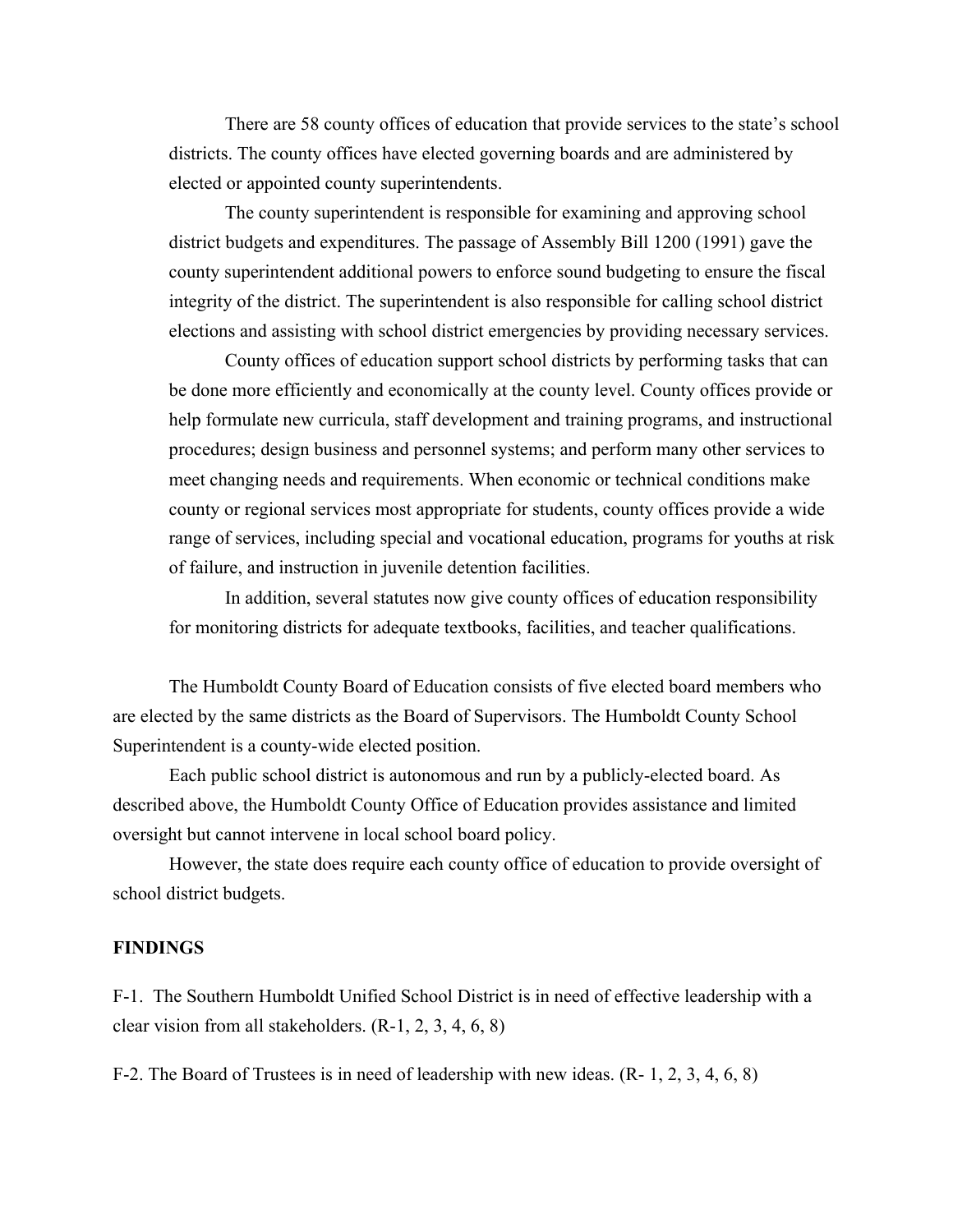There are 58 county offices of education that provide services to the state's school districts. The county offices have elected governing boards and are administered by elected or appointed county superintendents.

The county superintendent is responsible for examining and approving school district budgets and expenditures. The passage of Assembly Bill 1200 (1991) gave the county superintendent additional powers to enforce sound budgeting to ensure the fiscal integrity of the district. The superintendent is also responsible for calling school district elections and assisting with school district emergencies by providing necessary services.

County offices of education support school districts by performing tasks that can be done more efficiently and economically at the county level. County offices provide or help formulate new curricula, staff development and training programs, and instructional procedures; design business and personnel systems; and perform many other services to meet changing needs and requirements. When economic or technical conditions make county or regional services most appropriate for students, county offices provide a wide range of services, including special and vocational education, programs for youths at risk of failure, and instruction in juvenile detention facilities.

In addition, several statutes now give county offices of education responsibility for monitoring districts for adequate textbooks, facilities, and teacher qualifications.

The Humboldt County Board of Education consists of five elected board members who are elected by the same districts as the Board of Supervisors. The Humboldt County School Superintendent is a county-wide elected position.

Each public school district is autonomous and run by a publicly-elected board. As described above, the Humboldt County Office of Education provides assistance and limited oversight but cannot intervene in local school board policy.

However, the state does require each county office of education to provide oversight of school district budgets.

## FINDINGS

F-1. The Southern Humboldt Unified School District is in need of effective leadership with a clear vision from all stakeholders. (R-1, 2, 3, 4, 6, 8)

F-2. The Board of Trustees is in need of leadership with new ideas. (R- 1, 2, 3, 4, 6, 8)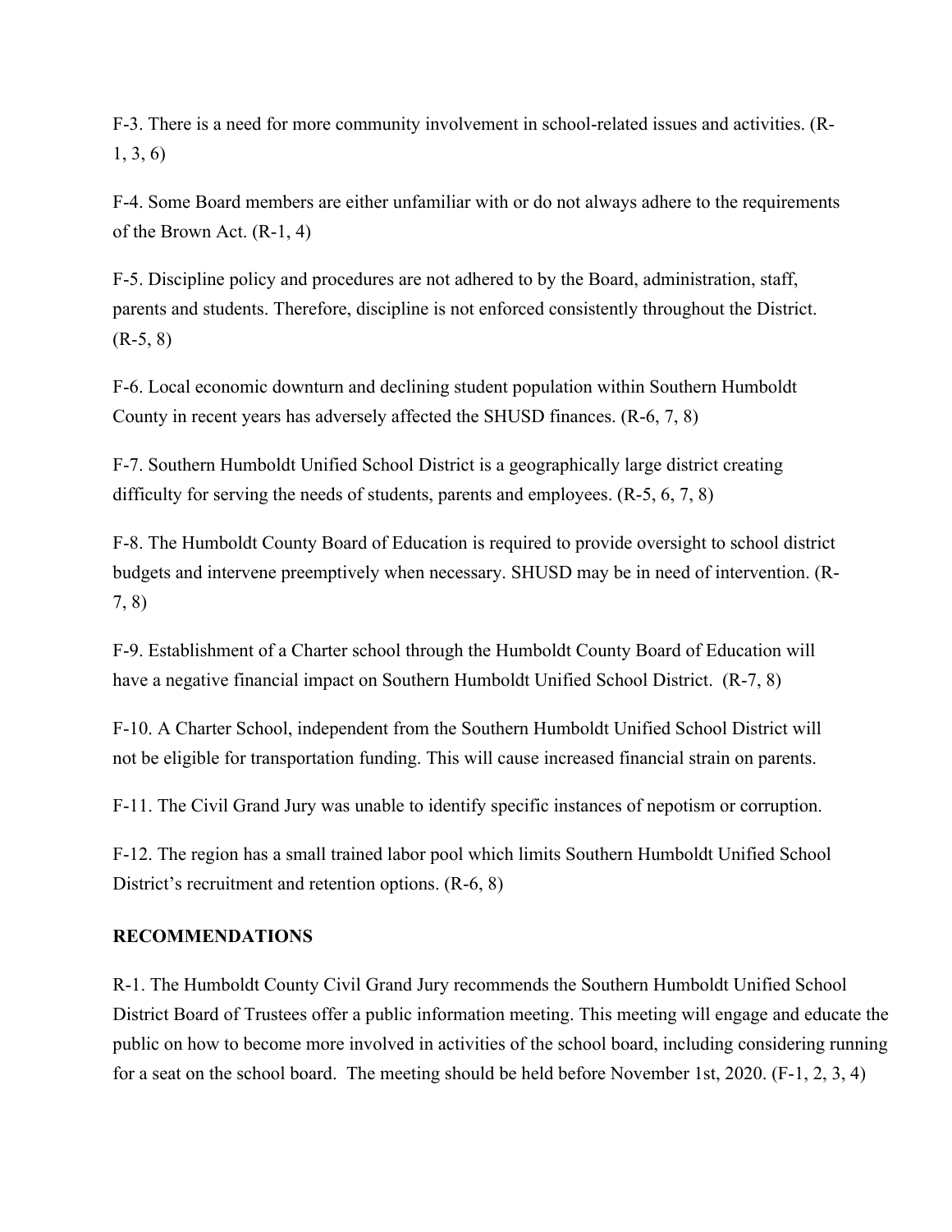F-3. There is a need for more community involvement in school-related issues and activities. (R-1, 3, 6)

F-4. Some Board members are either unfamiliar with or do not always adhere to the requirements of the Brown Act. (R-1, 4)

F-5. Discipline policy and procedures are not adhered to by the Board, administration, staff, parents and students. Therefore, discipline is not enforced consistently throughout the District. (R-5, 8)

F-6. Local economic downturn and declining student population within Southern Humboldt County in recent years has adversely affected the SHUSD finances. (R-6, 7, 8)

F-7. Southern Humboldt Unified School District is a geographically large district creating difficulty for serving the needs of students, parents and employees. (R-5, 6, 7, 8)

F-8. The Humboldt County Board of Education is required to provide oversight to school district budgets and intervene preemptively when necessary. SHUSD may be in need of intervention. (R-7, 8)

F-9. Establishment of a Charter school through the Humboldt County Board of Education will have a negative financial impact on Southern Humboldt Unified School District. (R-7, 8)

F-10. A Charter School, independent from the Southern Humboldt Unified School District will not be eligible for transportation funding. This will cause increased financial strain on parents.

F-11. The Civil Grand Jury was unable to identify specific instances of nepotism or corruption.

F-12. The region has a small trained labor pool which limits Southern Humboldt Unified School District's recruitment and retention options. (R-6, 8)

**RECOMMENDATIONS**

R-1. The Humboldt County Civil Grand Jury recommends the Southern Humboldt Unified School District Board of Trustees offer a public information meeting. This meeting will engage and educate the public on how to become more involved in activities of the school board, including considering running for a seat on the school board. The meeting should be held before November 1st, 2020. (F-1, 2, 3, 4)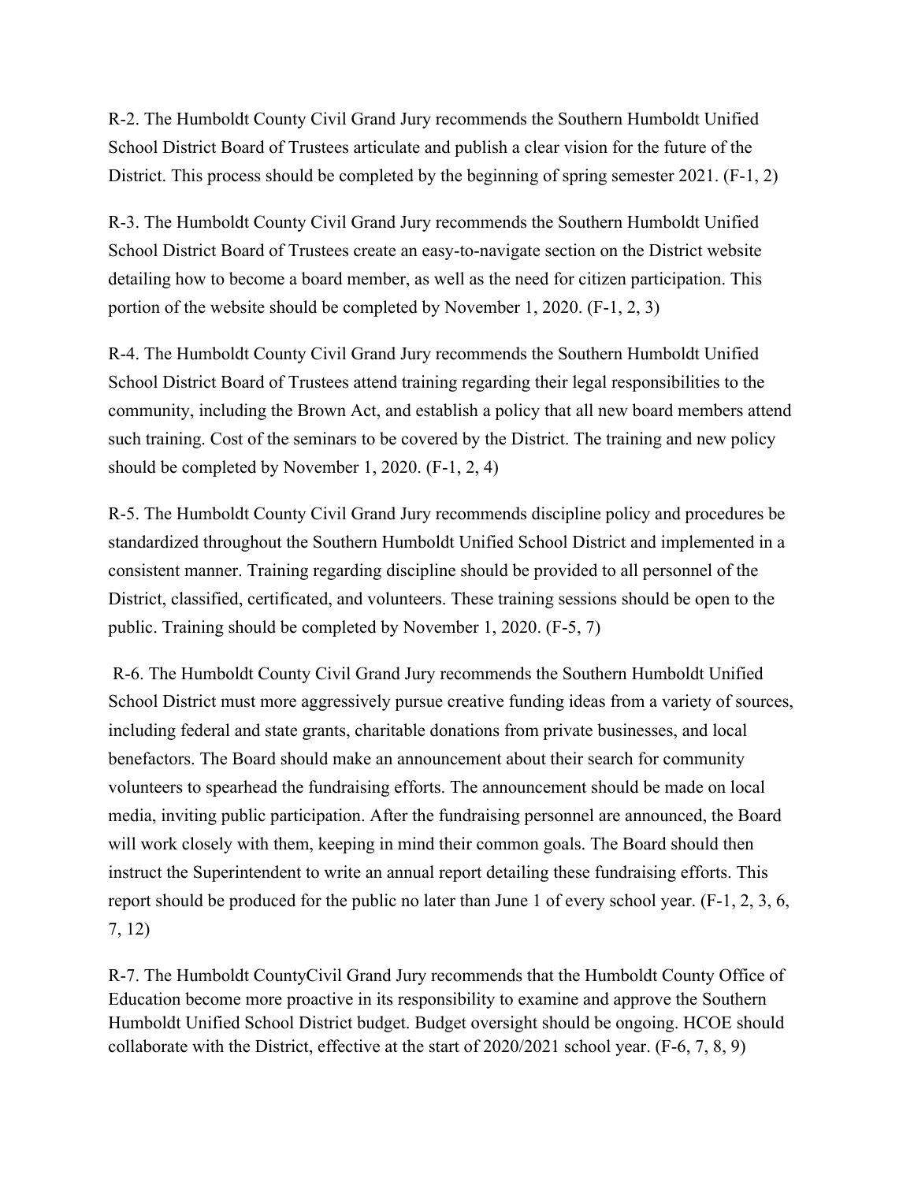R-2. The Humboldt County Civil Grand Jury recommends the Southern Humboldt Unified School District Board of Trustees articulate and publish a clear vision for the future of the District. This process should be completed by the beginning of spring semester 2021. (F-1, 2)

R-3. The Humboldt County Civil Grand Jury recommends the Southern Humboldt Unified School District Board of Trustees create an easy-to-navigate section on the District website detailing how to become a board member, as well as the need for citizen participation. This portion of the website should be completed by November 1, 2020. (F-1, 2, 3)

R-4. The Humboldt County Civil Grand Jury recommends the Southern Humboldt Unified School District Board of Trustees attend training regarding their legal responsibilities to the community, including the Brown Act, and establish a policy that all new board members attend such training. Cost of the seminars to be covered by the District. The training and new policy should be completed by November 1, 2020. (F-1, 2, 4)

R-5. The Humboldt County Civil Grand Jury recommends discipline policy and procedures be standardized throughout the Southern Humboldt Unified School District and implemented in a consistent manner. Training regarding discipline should be provided to all personnel of the District, classified, certificated, and volunteers. These training sessions should be open to the public. Training should be completed by November 1, 2020. (F-5, 7)

R-6. The Humboldt County Civil Grand Jury recommends the Southern Humboldt Unified School District must more aggressively pursue creative funding ideas from a variety of sources, including federal and state grants, charitable donations from private businesses, and local benefactors. The Board should make an announcement about their search for community volunteers to spearhead the fundraising efforts. The announcement should be made on local media, inviting public participation. After the fundraising personnel are announced, the Board will work closely with them, keeping in mind their common goals. The Board should then instruct the Superintendent to write an annual report detailing these fundraising efforts. This report should be produced for the public no later than June 1 of every school year. (F-1, 2, 3, 6, 7, 12)

R-7. The Humboldt CountyCivil Grand Jury recommends that the Humboldt County Office of Education become more proactive in its responsibility to examine and approve the Southern Humboldt Unified School District budget. Budget oversight should be ongoing. HCOE should collaborate with the District, effective at the start of 2020/2021 school year. (F-6, 7, 8, 9)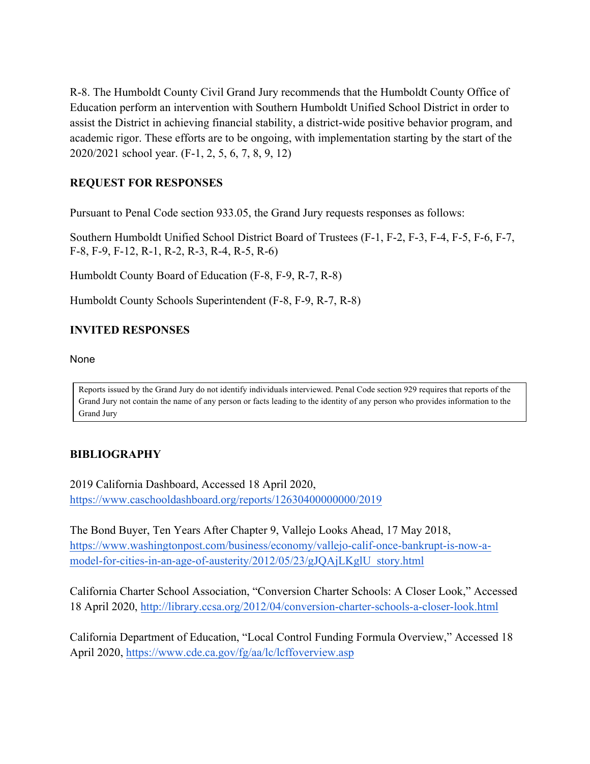R-8. The Humboldt County Civil Grand Jury recommends that the Humboldt County Office of Education perform an intervention with Southern Humboldt Unified School District in order to assist the District in achieving financial stability, a district-wide positive behavior program, and academic rigor. These efforts are to be ongoing, with implementation starting by the start of the 2020/2021 school year. (F-1, 2, 5, 6, 7, 8, 9, 12)

## REQUEST FOR RESPONSES

Pursuant to Penal Code section 933.05, the Grand Jury requests responses as follows:

Southern Humboldt Unified School District Board of Trustees (F-1, F-2, F-3, F-4, F-5, F-6, F-7, F-8, F-9, F-12, R-1, R-2, R-3, R-4, R-5, R-6)

Humboldt County Board of Education (F-8, F-9, R-7, R-8)

Humboldt County Schools Superintendent (F-8, F-9, R-7, R-8)

## INVITED RESPONSES

None

> Reports issued by the Grand Jury do not identify individuals interviewed. Penal Code section 929 requires that reports of the Grand Jury not contain the name of any person or facts leading to the identity of any person who provides information to the Grand Jury

## BIBLIOGRAPHY

2019 California Dashboard, Accessed 18 April 2020, https://www.caschooldashboard.org/reports/12630400000000/2019

The Bond Buyer, Ten Years After Chapter 9, Vallejo Looks Ahead, 17 May 2018, https://www.washingtonpost.com/business/economy/vallejo-calif-once-bankrupt-is-now-a-model-for-cities-in-an-age-of-austerity/2012/05/23/gJQAjLKglU_story.html

California Charter School Association, "Conversion Charter Schools: A Closer Look," Accessed 18 April 2020, http://library.ccsa.org/2012/04/conversion-charter-schools-a-closer-look.html

California Department of Education, "Local Control Funding Formula Overview," Accessed 18 April 2020, https://www.cde.ca.gov/fg/aa/lc/lcffoverview.asp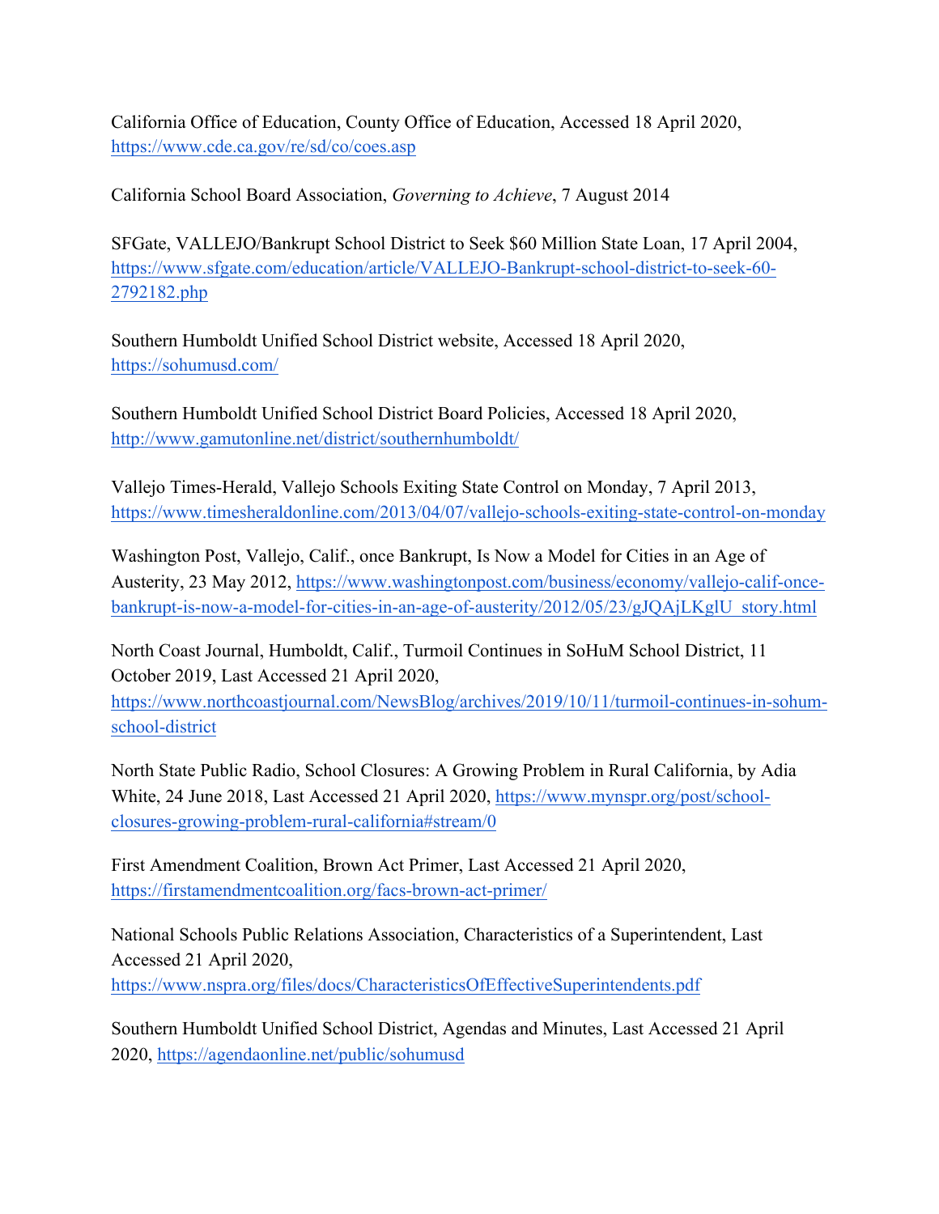California Office of Education, County Office of Education, Accessed 18 April 2020, https://www.cde.ca.gov/re/sd/co/coes.asp

California School Board Association, *Governing to Achieve*, 7 August 2014

SFGate, VALLEJO/Bankrupt School District to Seek $60 Million State Loan, 17 April 2004, https://www.sfgate.com/education/article/VALLEJO-Bankrupt-school-district-to-seek-60-2792182.php

Southern Humboldt Unified School District website, Accessed 18 April 2020, https://sohumusd.com/

Southern Humboldt Unified School District Board Policies, Accessed 18 April 2020, http://www.gamutonline.net/district/southernhumboldt/

Vallejo Times-Herald, Vallejo Schools Exiting State Control on Monday, 7 April 2013, https://www.timesheraldonline.com/2013/04/07/vallejo-schools-exiting-state-control-on-monday

Washington Post, Vallejo, Calif., once Bankrupt, Is Now a Model for Cities in an Age of Austerity, 23 May 2012, https://www.washingtonpost.com/business/economy/vallejo-calif-once-bankrupt-is-now-a-model-for-cities-in-an-age-of-austerity/2012/05/23/gJQAjLKglU_story.html

North Coast Journal, Humboldt, Calif., Turmoil Continues in SoHuM School District, 11 October 2019, Last Accessed 21 April 2020, https://www.northcoastjournal.com/NewsBlog/archives/2019/10/11/turmoil-continues-in-sohum-school-district

North State Public Radio, School Closures: A Growing Problem in Rural California, by Adia White, 24 June 2018, Last Accessed 21 April 2020, https://www.mynspr.org/post/school-closures-growing-problem-rural-california#stream/0

First Amendment Coalition, Brown Act Primer, Last Accessed 21 April 2020, https://firstamendmentcoalition.org/facs-brown-act-primer/

National Schools Public Relations Association, Characteristics of a Superintendent, Last Accessed 21 April 2020, https://www.nspra.org/files/docs/CharacteristicsOfEffectiveSuperintendents.pdf

Southern Humboldt Unified School District, Agendas and Minutes, Last Accessed 21 April 2020, https://agendaonline.net/public/sohumusd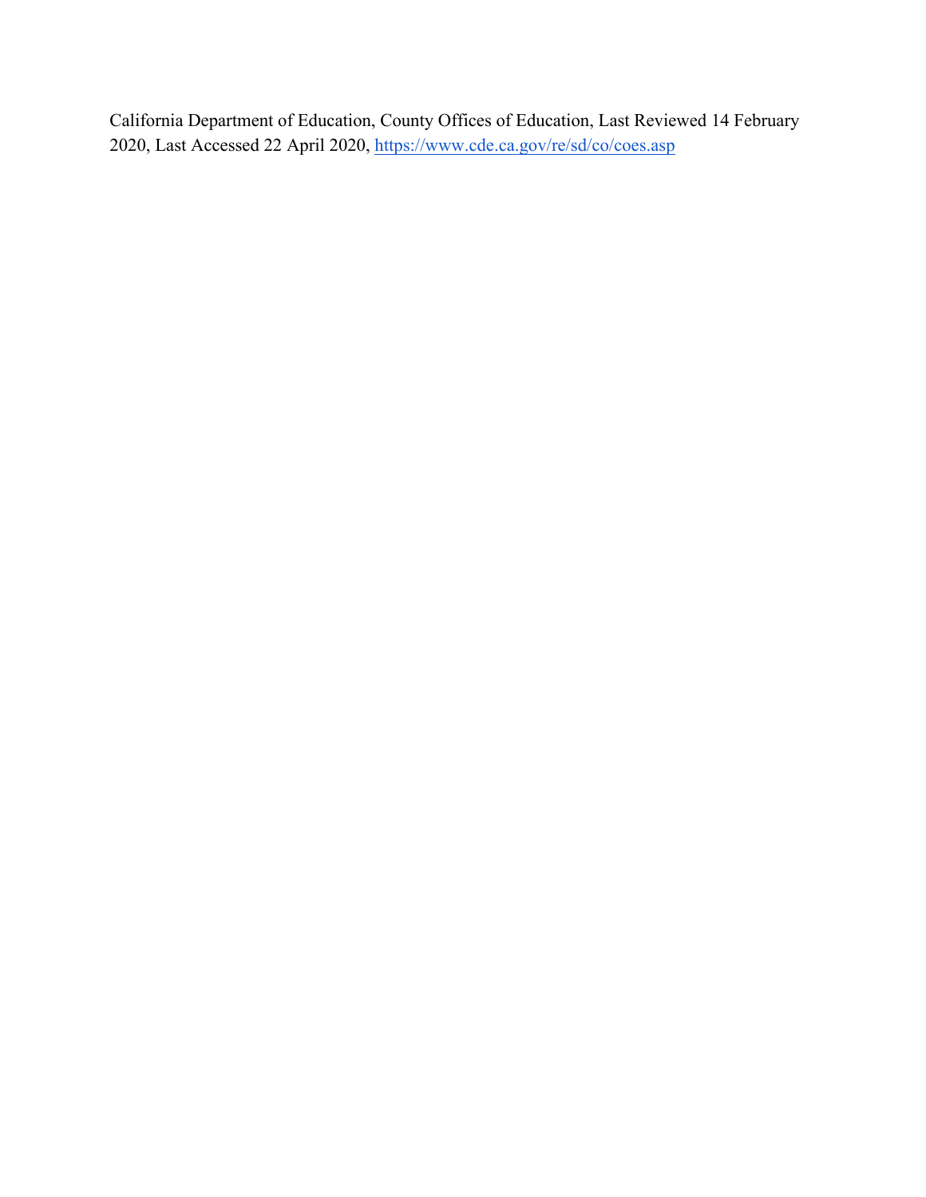California Department of Education, County Offices of Education, Last Reviewed 14 February 2020, Last Accessed 22 April 2020, https://www.cde.ca.gov/re/sd/co/coes.asp